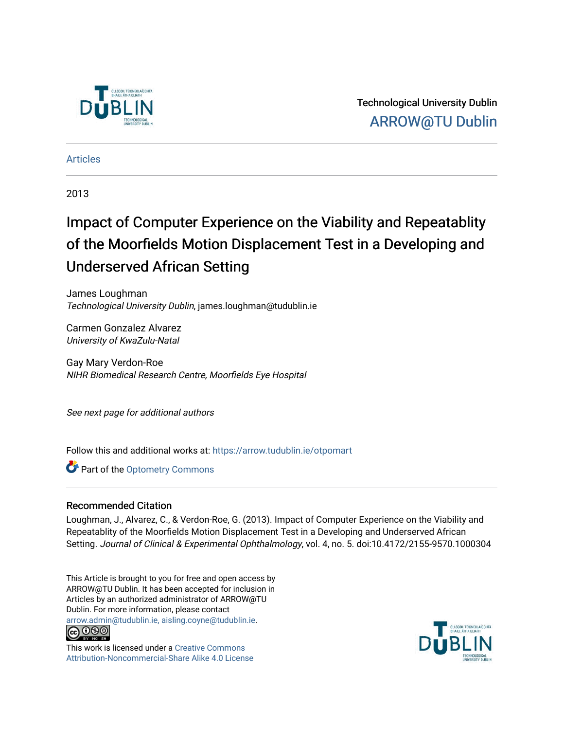Technological University Dublin

ARROW@TU Dublin

Articles

2013

# Impact of Computer Experience on the Viability and Repeatablity of the Moorfields Motion Displacement Test in a Developing and Underserved African Setting

James Loughman
*Technological University Dublin*, james.loughman@tudublin.ie

Carmen Gonzalez Alvarez
*University of KwaZulu-Natal*

Gay Mary Verdon-Roe
*NIHR Biomedical Research Centre, Moorfields Eye Hospital*

*See next page for additional authors*

Follow this and additional works at: https://arrow.tudublin.ie/otpomart

Part of the Optometry Commons

## Recommended Citation

Loughman, J., Alvarez, C., & Verdon-Roe, G. (2013). Impact of Computer Experience on the Viability and Repeatablity of the Moorfields Motion Displacement Test in a Developing and Underserved African Setting. *Journal of Clinical & Experimental Ophthalmology*, vol. 4, no. 5. doi:10.4172/2155-9570.1000304

This Article is brought to you for free and open access by ARROW@TU Dublin. It has been accepted for inclusion in Articles by an authorized administrator of ARROW@TU Dublin. For more information, please contact arrow.admin@tudublin.ie, aisling.coyne@tudublin.ie.

This work is licensed under a Creative Commons Attribution-Noncommercial-Share Alike 4.0 License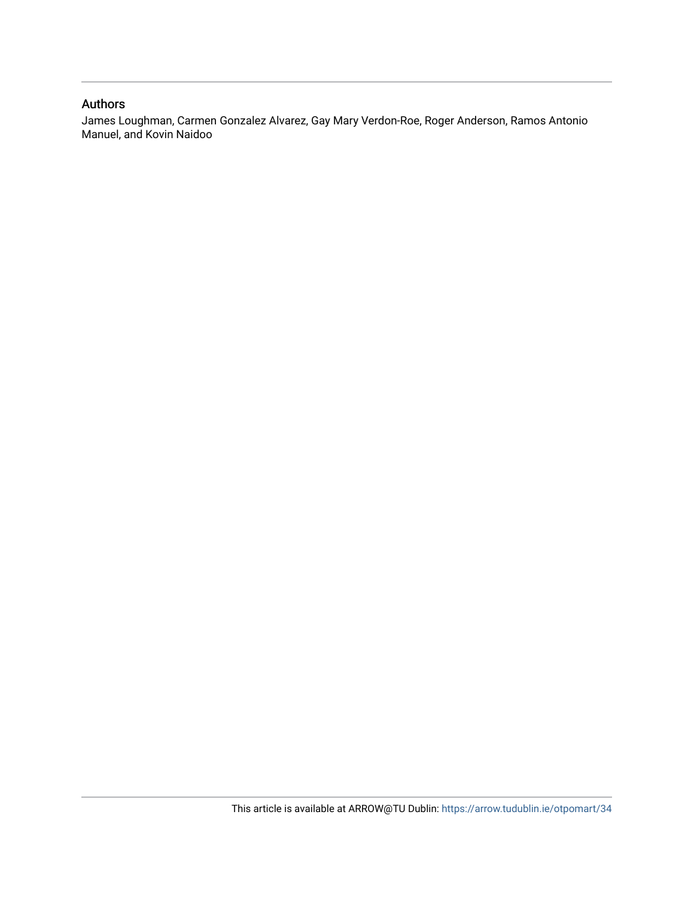## Authors

James Loughman, Carmen Gonzalez Alvarez, Gay Mary Verdon-Roe, Roger Anderson, Ramos Antonio Manuel, and Kovin Naidoo

This article is available at ARROW@TU Dublin: https://arrow.tudublin.ie/otpomart/34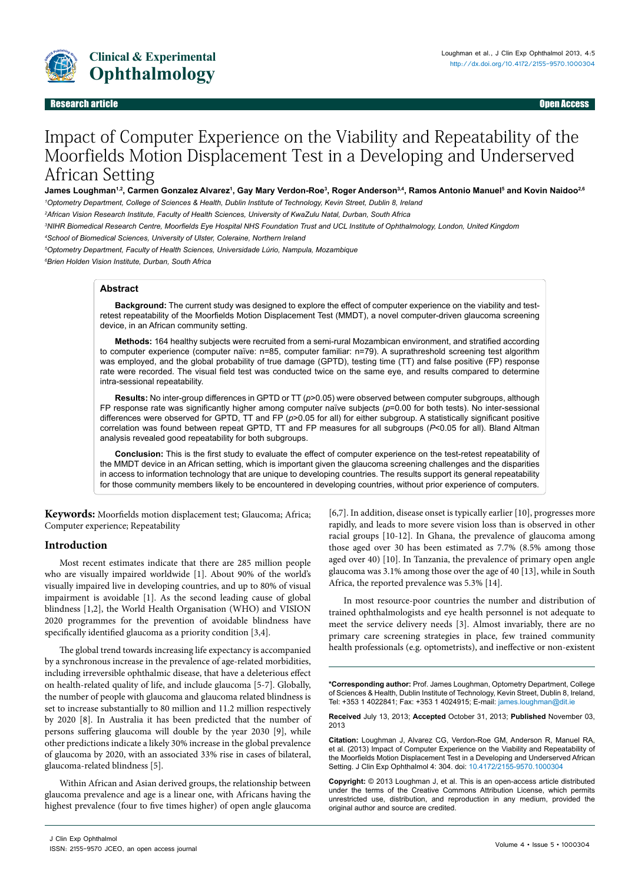# Impact of Computer Experience on the Viability and Repeatability of the Moorfields Motion Displacement Test in a Developing and Underserved African Setting

**James Loughman[1,2], Carmen Gonzalez Alvarez[1], Gay Mary Verdon-Roe[3], Roger Anderson[3,4], Ramos Antonio Manuel[5] and Kovin Naidoo[2,6]**

[1]Optometry Department, College of Sciences & Health, Dublin Institute of Technology, Kevin Street, Dublin 8, Ireland

[2]African Vision Research Institute, Faculty of Health Sciences, University of KwaZulu Natal, Durban, South Africa

[3]NIHR Biomedical Research Centre, Moorfields Eye Hospital NHS Foundation Trust and UCL Institute of Ophthalmology, London, United Kingdom

[4]School of Biomedical Sciences, University of Ulster, Coleraine, Northern Ireland

[5]Optometry Department, Faculty of Health Sciences, Universidade Lúrio, Nampula, Mozambique

[6]Brien Holden Vision Institute, Durban, South Africa

## Abstract

**Background:** The current study was designed to explore the effect of computer experience on the viability and test-retest repeatability of the Moorfields Motion Displacement Test (MMDT), a novel computer-driven glaucoma screening device, in an African community setting.

**Methods:** 164 healthy subjects were recruited from a semi-rural Mozambican environment, and stratified according to computer experience (computer naïve: n=85, computer familiar: n=79). A suprathreshold screening test algorithm was employed, and the global probability of true damage (GPTD), testing time (TT) and false positive (FP) response rate were recorded. The visual field test was conducted twice on the same eye, and results compared to determine intra-sessional repeatability.

**Results:** No inter-group differences in GPTD or TT ($p$>0.05) were observed between computer subgroups, although FP response rate was significantly higher among computer naïve subjects ($p$=0.00 for both tests). No inter-sessional differences were observed for GPTD, TT and FP ($p$>0.05 for all) for either subgroup. A statistically significant positive correlation was found between repeat GPTD, TT and FP measures for all subgroups ($P$<0.05 for all). Bland Altman analysis revealed good repeatability for both subgroups.

**Conclusion:** This is the first study to evaluate the effect of computer experience on the test-retest repeatability of the MMDT device in an African setting, which is important given the glaucoma screening challenges and the disparities in access to information technology that are unique to developing countries. The results support its general repeatability for those community members likely to be encountered in developing countries, without prior experience of computers.

**Keywords:** Moorfields motion displacement test; Glaucoma; Africa; Computer experience; Repeatability

## Introduction

Most recent estimates indicate that there are 285 million people who are visually impaired worldwide [1]. About 90% of the world's visually impaired live in developing countries, and up to 80% of visual impairment is avoidable [1]. As the second leading cause of global blindness [1,2], the World Health Organisation (WHO) and VISION 2020 programmes for the prevention of avoidable blindness have specifically identified glaucoma as a priority condition [3,4].

The global trend towards increasing life expectancy is accompanied by a synchronous increase in the prevalence of age-related morbidities, including irreversible ophthalmic disease, that have a deleterious effect on health-related quality of life, and include glaucoma [5-7]. Globally, the number of people with glaucoma and glaucoma related blindness is set to increase substantially to 80 million and 11.2 million respectively by 2020 [8]. In Australia it has been predicted that the number of persons suffering glaucoma will double by the year 2030 [9], while other predictions indicate a likely 30% increase in the global prevalence of glaucoma by 2020, with an associated 33% rise in cases of bilateral, glaucoma-related blindness [5].

Within African and Asian derived groups, the relationship between glaucoma prevalence and age is a linear one, with Africans having the highest prevalence (four to five times higher) of open angle glaucoma [6,7]. In addition, disease onset is typically earlier [10], progresses more rapidly, and leads to more severe vision loss than is observed in other racial groups [10-12]. In Ghana, the prevalence of glaucoma among those aged over 30 has been estimated as 7.7% (8.5% among those aged over 40) [10]. In Tanzania, the prevalence of primary open angle glaucoma was 3.1% among those over the age of 40 [13], while in South Africa, the reported prevalence was 5.3% [14].

In most resource-poor countries the number and distribution of trained ophthalmologists and eye health personnel is not adequate to meet the service delivery needs [3]. Almost invariably, there are no primary care screening strategies in place, few trained community health professionals (e.g. optometrists), and ineffective or non-existent

**\*Corresponding author:** Prof. James Loughman, Optometry Department, College of Sciences & Health, Dublin Institute of Technology, Kevin Street, Dublin 8, Ireland, Tel: +353 1 4022841; Fax: +353 1 4024915; E-mail: james.loughman@dit.ie

**Received** July 13, 2013; **Accepted** October 31, 2013; **Published** November 03, 2013

**Citation:** Loughman J, Alvarez CG, Verdon-Roe GM, Anderson R, Manuel RA, et al. (2013) Impact of Computer Experience on the Viability and Repeatability of the Moorfields Motion Displacement Test in a Developing and Underserved African Setting. J Clin Exp Ophthalmol 4: 304. doi: 10.4172/2155-9570.1000304

**Copyright:** © 2013 Loughman J, et al. This is an open-access article distributed under the terms of the Creative Commons Attribution License, which permits unrestricted use, distribution, and reproduction in any medium, provided the original author and source are credited.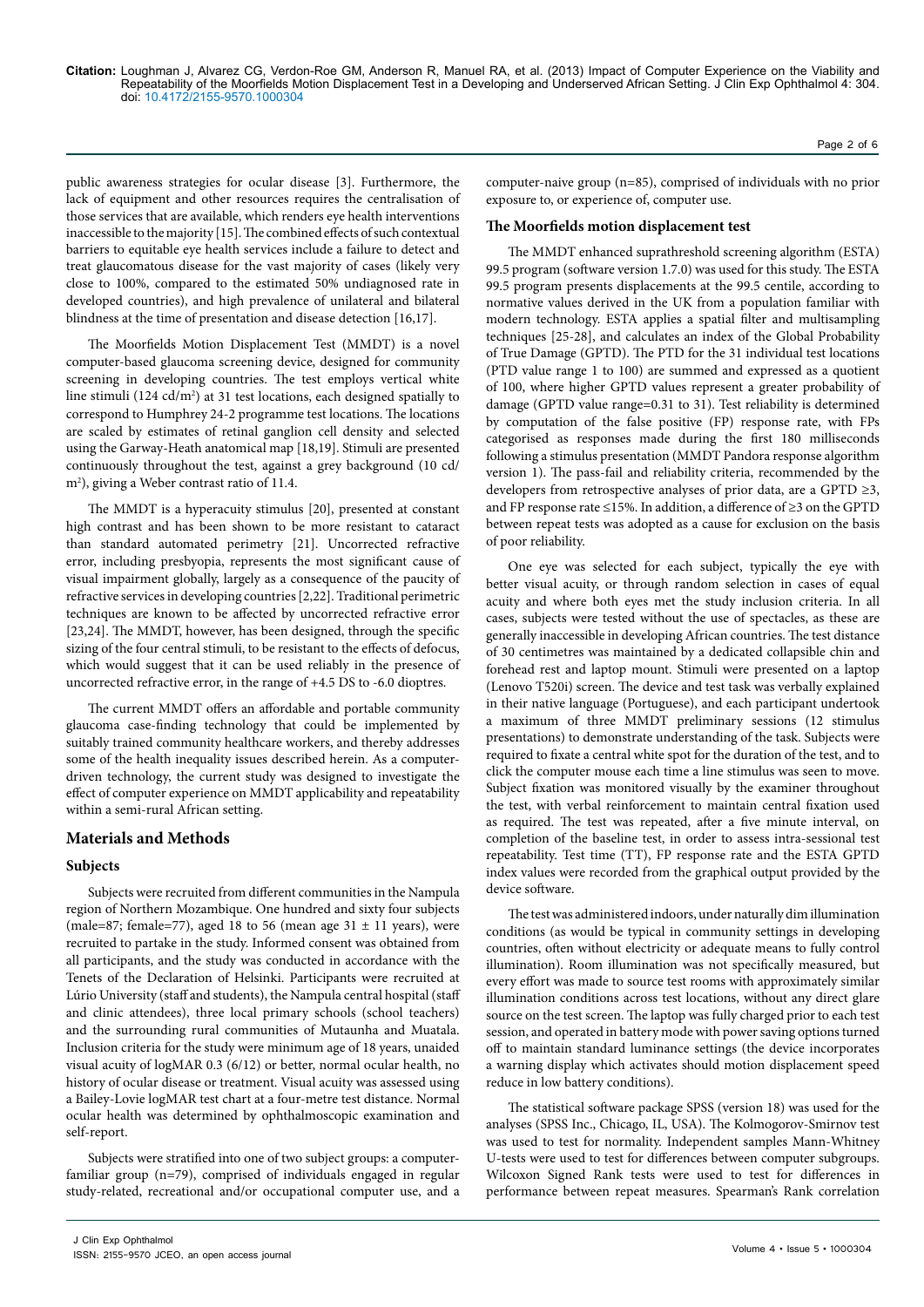public awareness strategies for ocular disease [3]. Furthermore, the lack of equipment and other resources requires the centralisation of those services that are available, which renders eye health interventions inaccessible to the majority [15]. The combined effects of such contextual barriers to equitable eye health services include a failure to detect and treat glaucomatous disease for the vast majority of cases (likely very close to 100%, compared to the estimated 50% undiagnosed rate in developed countries), and high prevalence of unilateral and bilateral blindness at the time of presentation and disease detection [16,17].

The Moorfields Motion Displacement Test (MMDT) is a novel computer-based glaucoma screening device, designed for community screening in developing countries. The test employs vertical white line stimuli (124 cd/m$^2$) at 31 test locations, each designed spatially to correspond to Humphrey 24-2 programme test locations. The locations are scaled by estimates of retinal ganglion cell density and selected using the Garway-Heath anatomical map [18,19]. Stimuli are presented continuously throughout the test, against a grey background (10 cd/m$^2$), giving a Weber contrast ratio of 11.4.

The MMDT is a hyperacuity stimulus [20], presented at constant high contrast and has been shown to be more resistant to cataract than standard automated perimetry [21]. Uncorrected refractive error, including presbyopia, represents the most significant cause of visual impairment globally, largely as a consequence of the paucity of refractive services in developing countries [2,22]. Traditional perimetric techniques are known to be affected by uncorrected refractive error [23,24]. The MMDT, however, has been designed, through the specific sizing of the four central stimuli, to be resistant to the effects of defocus, which would suggest that it can be used reliably in the presence of uncorrected refractive error, in the range of +4.5 DS to -6.0 dioptres.

The current MMDT offers an affordable and portable community glaucoma case-finding technology that could be implemented by suitably trained community healthcare workers, and thereby addresses some of the health inequality issues described herein. As a computer-driven technology, the current study was designed to investigate the effect of computer experience on MMDT applicability and repeatability within a semi-rural African setting.

## Materials and Methods

### Subjects

Subjects were recruited from different communities in the Nampula region of Northern Mozambique. One hundred and sixty four subjects (male=87; female=77), aged 18 to 56 (mean age 31 ± 11 years), were recruited to partake in the study. Informed consent was obtained from all participants, and the study was conducted in accordance with the Tenets of the Declaration of Helsinki. Participants were recruited at Lúrio University (staff and students), the Nampula central hospital (staff and clinic attendees), three local primary schools (school teachers) and the surrounding rural communities of Mutaunha and Muatala. Inclusion criteria for the study were minimum age of 18 years, unaided visual acuity of logMAR 0.3 (6/12) or better, normal ocular health, no history of ocular disease or treatment. Visual acuity was assessed using a Bailey-Lovie logMAR test chart at a four-metre test distance. Normal ocular health was determined by ophthalmoscopic examination and self-report.

Subjects were stratified into one of two subject groups: a computer-familiar group (n=79), comprised of individuals engaged in regular study-related, recreational and/or occupational computer use, and a computer-naive group (n=85), comprised of individuals with no prior exposure to, or experience of, computer use.

### The Moorfields motion displacement test

The MMDT enhanced suprathreshold screening algorithm (ESTA) 99.5 program (software version 1.7.0) was used for this study. The ESTA 99.5 program presents displacements at the 99.5 centile, according to normative values derived in the UK from a population familiar with modern technology. ESTA applies a spatial filter and multisampling techniques [25-28], and calculates an index of the Global Probability of True Damage (GPTD). The PTD for the 31 individual test locations (PTD value range 1 to 100) are summed and expressed as a quotient of 100, where higher GPTD values represent a greater probability of damage (GPTD value range=0.31 to 31). Test reliability is determined by computation of the false positive (FP) response rate, with FPs categorised as responses made during the first 180 milliseconds following a stimulus presentation (MMDT Pandora response algorithm version 1). The pass-fail and reliability criteria, recommended by the developers from retrospective analyses of prior data, are a GPTD ≥3, and FP response rate ≤15%. In addition, a difference of ≥3 on the GPTD between repeat tests was adopted as a cause for exclusion on the basis of poor reliability.

One eye was selected for each subject, typically the eye with better visual acuity, or through random selection in cases of equal acuity and where both eyes met the study inclusion criteria. In all cases, subjects were tested without the use of spectacles, as these are generally inaccessible in developing African countries. The test distance of 30 centimetres was maintained by a dedicated collapsible chin and forehead rest and laptop mount. Stimuli were presented on a laptop (Lenovo T520i) screen. The device and test task was verbally explained in their native language (Portuguese), and each participant undertook a maximum of three MMDT preliminary sessions (12 stimulus presentations) to demonstrate understanding of the task. Subjects were required to fixate a central white spot for the duration of the test, and to click the computer mouse each time a line stimulus was seen to move. Subject fixation was monitored visually by the examiner throughout the test, with verbal reinforcement to maintain central fixation used as required. The test was repeated, after a five minute interval, on completion of the baseline test, in order to assess intra-sessional test repeatability. Test time (TT), FP response rate and the ESTA GPTD index values were recorded from the graphical output provided by the device software.

The test was administered indoors, under naturally dim illumination conditions (as would be typical in community settings in developing countries, often without electricity or adequate means to fully control illumination). Room illumination was not specifically measured, but every effort was made to source test rooms with approximately similar illumination conditions across test locations, without any direct glare source on the test screen. The laptop was fully charged prior to each test session, and operated in battery mode with power saving options turned off to maintain standard luminance settings (the device incorporates a warning display which activates should motion displacement speed reduce in low battery conditions).

The statistical software package SPSS (version 18) was used for the analyses (SPSS Inc., Chicago, IL, USA). The Kolmogorov-Smirnov test was used to test for normality. Independent samples Mann-Whitney U-tests were used to test for differences between computer subgroups. Wilcoxon Signed Rank tests were used to test for differences in performance between repeat measures. Spearman's Rank correlation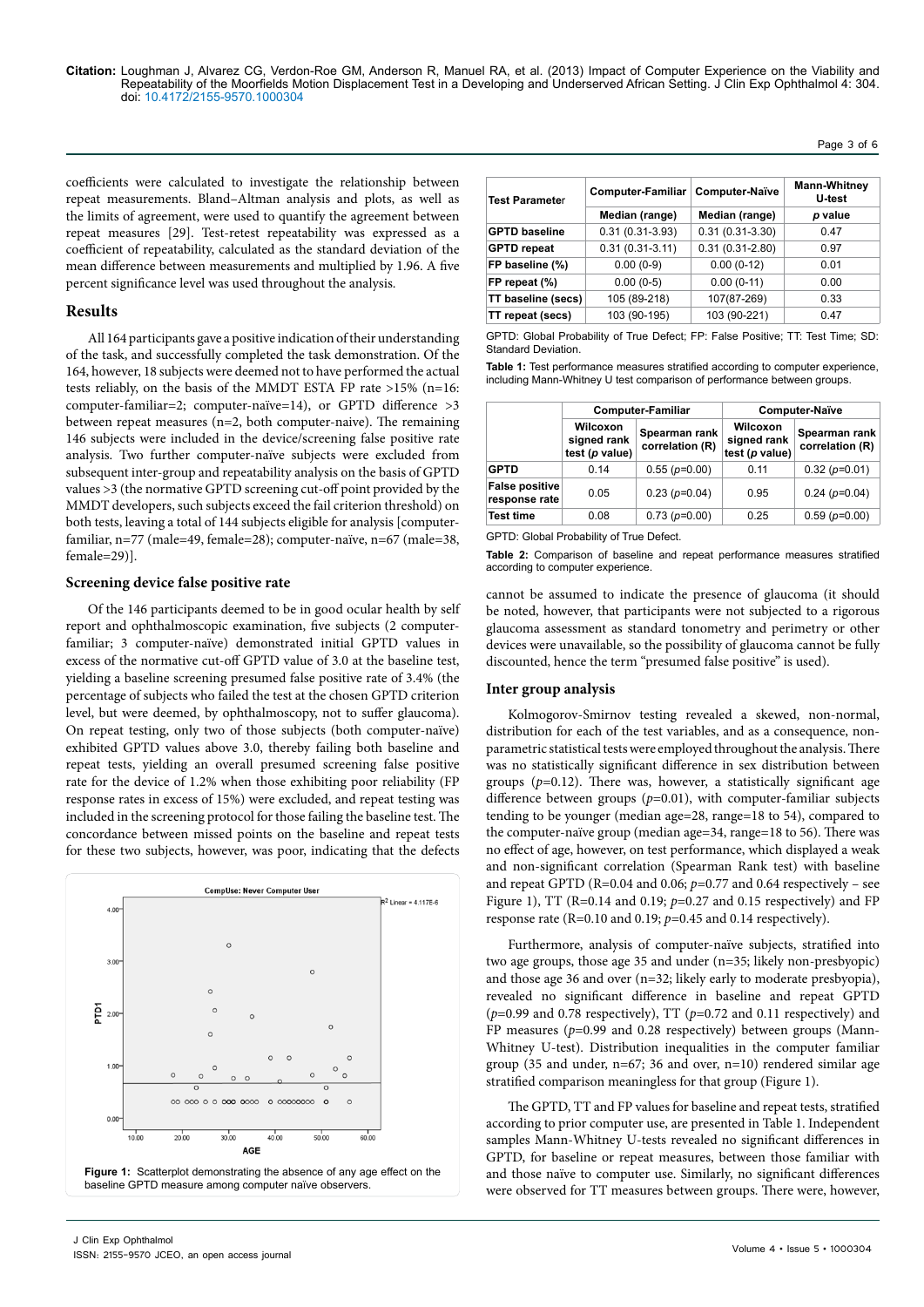coefficients were calculated to investigate the relationship between repeat measurements. Bland–Altman analysis and plots, as well as the limits of agreement, were used to quantify the agreement between repeat measures [29]. Test-retest repeatability was expressed as a coefficient of repeatability, calculated as the standard deviation of the mean difference between measurements and multiplied by 1.96. A five percent significance level was used throughout the analysis.

## Results

All 164 participants gave a positive indication of their understanding of the task, and successfully completed the task demonstration. Of the 164, however, 18 subjects were deemed not to have performed the actual tests reliably, on the basis of the MMDT ESTA FP rate >15% (n=16: computer-familiar=2; computer-naïve=14), or GPTD difference >3 between repeat measures (n=2, both computer-naïve). The remaining 146 subjects were included in the device/screening false positive rate analysis. Two further computer-naïve subjects were excluded from subsequent inter-group and repeatability analysis on the basis of GPTD values >3 (the normative GPTD screening cut-off point provided by the MMDT developers, such subjects exceed the fail criterion threshold) on both tests, leaving a total of 144 subjects eligible for analysis [computer-familiar, n=77 (male=49, female=28); computer-naïve, n=67 (male=38, female=29)].

### Screening device false positive rate

Of the 146 participants deemed to be in good ocular health by self report and ophthalmoscopic examination, five subjects (2 computer-familiar; 3 computer-naïve) demonstrated initial GPTD values in excess of the normative cut-off GPTD value of 3.0 at the baseline test, yielding a baseline screening presumed false positive rate of 3.4% (the percentage of subjects who failed the test at the chosen GPTD criterion level, but were deemed, by ophthalmoscopy, not to suffer glaucoma). On repeat testing, only two of those subjects (both computer-naïve) exhibited GPTD values above 3.0, thereby failing both baseline and repeat tests, yielding an overall presumed screening false positive rate for the device of 1.2% when those exhibiting poor reliability (FP response rates in excess of 15%) were excluded, and repeat testing was included in the screening protocol for those failing the baseline test. The concordance between missed points on the baseline and repeat tests for these two subjects, however, was poor, indicating that the defects cannot be assumed to indicate the presence of glaucoma (it should be noted, however, that participants were not subjected to a rigorous glaucoma assessment as standard tonometry and perimetry or other devices were unavailable, so the possibility of glaucoma cannot be fully discounted, hence the term "presumed false positive" is used).

**Figure 1:** Scatterplot demonstrating the absence of any age effect on the baseline GPTD measure among computer naïve observers.

| Test Parameter | Computer-Familiar | Computer-Naïve | Mann-Whitney U-test |
|---|---|---|---|
| | Median (range) | Median (range) | *p* value |
| GPTD baseline | 0.31 (0.31-3.93) | 0.31 (0.31-3.30) | 0.47 |
| GPTD repeat | 0.31 (0.31-3.11) | 0.31 (0.31-2.80) | 0.97 |
| FP baseline (%) | 0.00 (0-9) | 0.00 (0-12) | 0.01 |
| FP repeat (%) | 0.00 (0-5) | 0.00 (0-11) | 0.00 |
| TT baseline (secs) | 105 (89-218) | 107(87-269) | 0.33 |
| TT repeat (secs) | 103 (90-195) | 103 (90-221) | 0.47 |

GPTD: Global Probability of True Defect; FP: False Positive; TT: Test Time; SD: Standard Deviation.

**Table 1:** Test performance measures stratified according to computer experience, including Mann-Whitney U test comparison of performance between groups.

| | Computer-Familiar | | Computer-Naïve | |
|---|---|---|---|---|
| | Wilcoxon signed rank test (*p* value) | Spearman rank correlation (R) | Wilcoxon signed rank test (*p* value) | Spearman rank correlation (R) |
| GPTD | 0.14 | 0.55 (*p*=0.00) | 0.11 | 0.32 (*p*=0.01) |
| False positive response rate | 0.05 | 0.23 (*p*=0.04) | 0.95 | 0.24 (*p*=0.04) |
| Test time | 0.08 | 0.73 (*p*=0.00) | 0.25 | 0.59 (*p*=0.00) |

GPTD: Global Probability of True Defect.

**Table 2:** Comparison of baseline and repeat performance measures stratified according to computer experience.

### Inter group analysis

Kolmogorov-Smirnov testing revealed a skewed, non-normal, distribution for each of the test variables, and as a consequence, non-parametric statistical tests were employed throughout the analysis. There was no statistically significant difference in sex distribution between groups (*p*=0.12). There was, however, a statistically significant age difference between groups (*p*=0.01), with computer-familiar subjects tending to be younger (median age=28, range=18 to 54), compared to the computer-naïve group (median age=34, range=18 to 56). There was no effect of age, however, on test performance, which displayed a weak and non-significant correlation (Spearman Rank test) with baseline and repeat GPTD (R=0.04 and 0.06; *p*=0.77 and 0.64 respectively – see Figure 1), TT (R=0.14 and 0.19; *p*=0.27 and 0.15 respectively) and FP response rate (R=0.10 and 0.19; *p*=0.45 and 0.14 respectively).

Furthermore, analysis of computer-naïve subjects, stratified into two age groups, those age 35 and under (n=35; likely non-presbyopic) and those age 36 and over (n=32; likely early to moderate presbyopia), revealed no significant difference in baseline and repeat GPTD (*p*=0.99 and 0.78 respectively), TT (*p*=0.72 and 0.11 respectively) and FP measures (*p*=0.99 and 0.28 respectively) between groups (Mann-Whitney U-test). Distribution inequalities in the computer familiar group (35 and under, n=67; 36 and over, n=10) rendered similar age stratified comparison meaningless for that group (Figure 1).

The GPTD, TT and FP values for baseline and repeat tests, stratified according to prior computer use, are presented in Table 1. Independent samples Mann-Whitney U-tests revealed no significant differences in GPTD, for baseline or repeat measures, between those familiar with and those naïve to computer use. Similarly, no significant differences were observed for TT measures between groups. There were, however,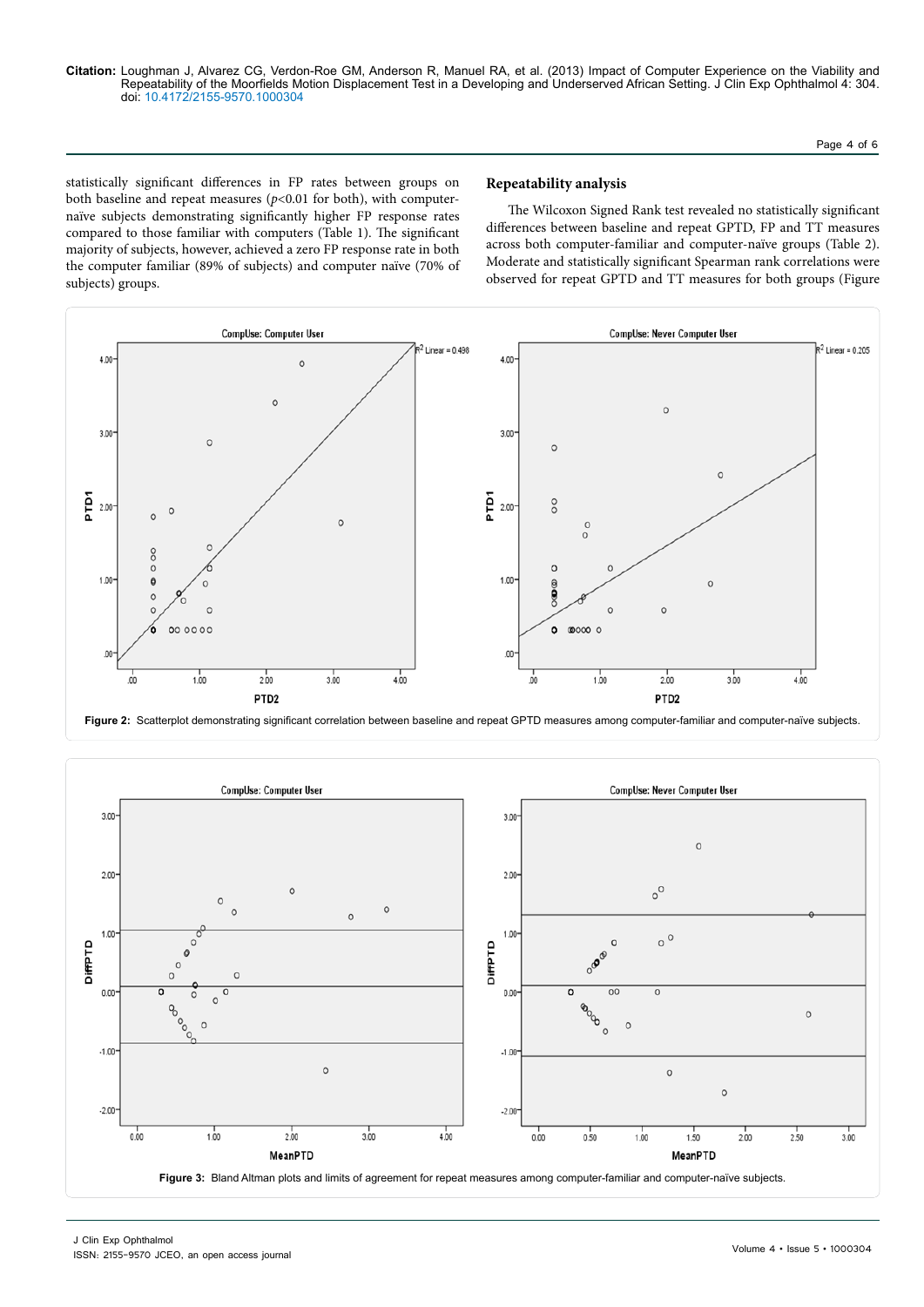statistically significant differences in FP rates between groups on both baseline and repeat measures ($p<0.01$ for both), with computer-naïve subjects demonstrating significantly higher FP response rates compared to those familiar with computers (Table 1). The significant majority of subjects, however, achieved a zero FP response rate in both the computer familiar (89% of subjects) and computer naïve (70% of subjects) groups.

### Repeatability analysis

The Wilcoxon Signed Rank test revealed no statistically significant differences between baseline and repeat GPTD, FP and TT measures across both computer-familiar and computer-naïve groups (Table 2). Moderate and statistically significant Spearman rank correlations were observed for repeat GPTD and TT measures for both groups (Figure

**Figure 2:** Scatterplot demonstrating significant correlation between baseline and repeat GPTD measures among computer-familiar and computer-naïve subjects.

**Figure 3:** Bland Altman plots and limits of agreement for repeat measures among computer-familiar and computer-naïve subjects.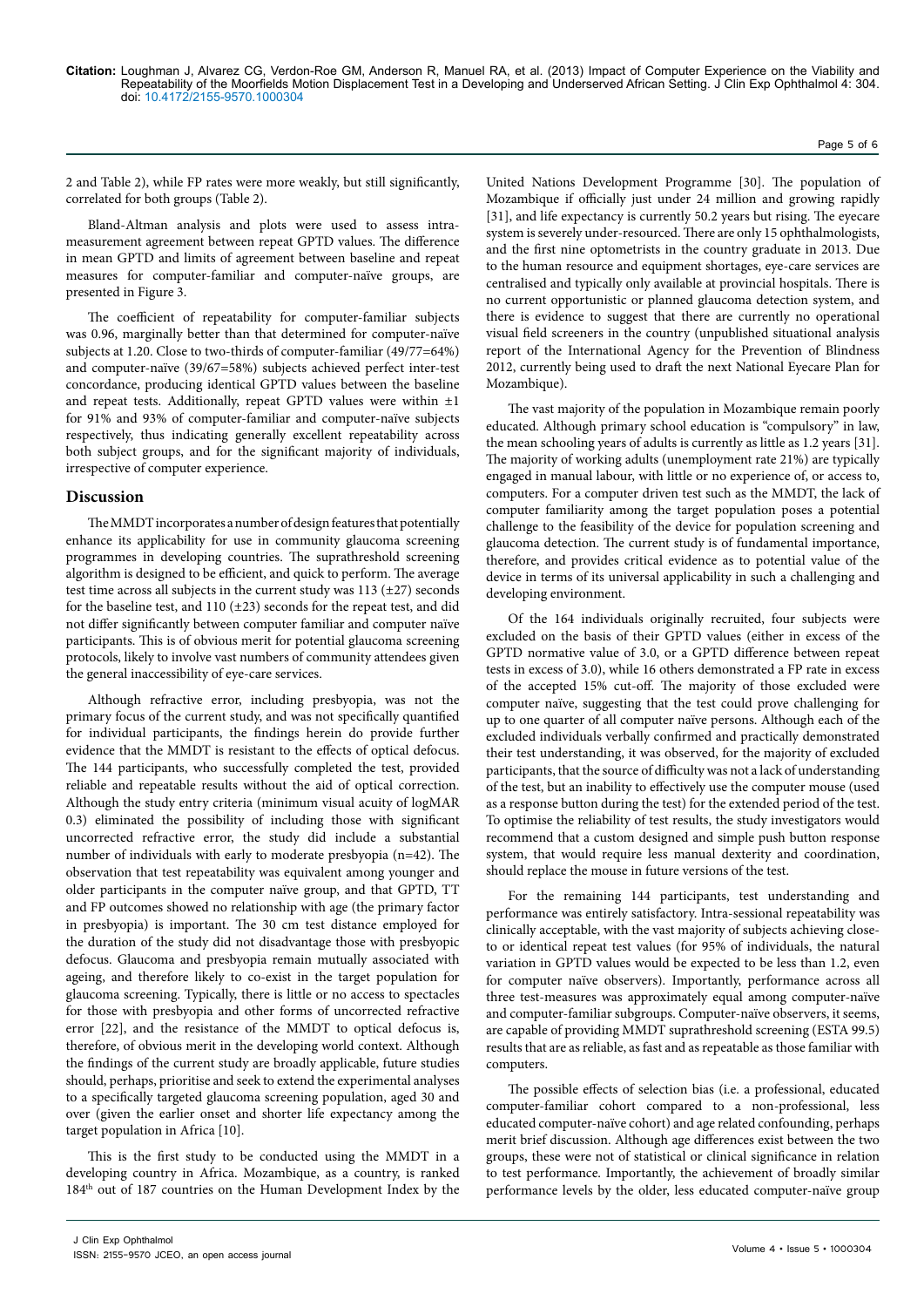2 and Table 2), while FP rates were more weakly, but still significantly, correlated for both groups (Table 2).

Bland-Altman analysis and plots were used to assess intra-measurement agreement between repeat GPTD values. The difference in mean GPTD and limits of agreement between baseline and repeat measures for computer-familiar and computer-naïve groups, are presented in Figure 3.

The coefficient of repeatability for computer-familiar subjects was 0.96, marginally better than that determined for computer-naïve subjects at 1.20. Close to two-thirds of computer-familiar (49/77=64%) and computer-naïve (39/67=58%) subjects achieved perfect inter-test concordance, producing identical GPTD values between the baseline and repeat tests. Additionally, repeat GPTD values were within ±1 for 91% and 93% of computer-familiar and computer-naïve subjects respectively, thus indicating generally excellent repeatability across both subject groups, and for the significant majority of individuals, irrespective of computer experience.

## Discussion

The MMDT incorporates a number of design features that potentially enhance its applicability for use in community glaucoma screening programmes in developing countries. The suprathreshold screening algorithm is designed to be efficient, and quick to perform. The average test time across all subjects in the current study was 113 (±27) seconds for the baseline test, and 110 (±23) seconds for the repeat test, and did not differ significantly between computer familiar and computer naïve participants. This is of obvious merit for potential glaucoma screening protocols, likely to involve vast numbers of community attendees given the general inaccessibility of eye-care services.

Although refractive error, including presbyopia, was not the primary focus of the current study, and was not specifically quantified for individual participants, the findings herein do provide further evidence that the MMDT is resistant to the effects of optical defocus. The 144 participants, who successfully completed the test, provided reliable and repeatable results without the aid of optical correction. Although the study entry criteria (minimum visual acuity of logMAR 0.3) eliminated the possibility of including those with significant uncorrected refractive error, the study did include a substantial number of individuals with early to moderate presbyopia (n=42). The observation that test repeatability was equivalent among younger and older participants in the computer naïve group, and that GPTD, TT and FP outcomes showed no relationship with age (the primary factor in presbyopia) is important. The 30 cm test distance employed for the duration of the study did not disadvantage those with presbyopic defocus. Glaucoma and presbyopia remain mutually associated with ageing, and therefore likely to co-exist in the target population for glaucoma screening. Typically, there is little or no access to spectacles for those with presbyopia and other forms of uncorrected refractive error [22], and the resistance of the MMDT to optical defocus is, therefore, of obvious merit in the developing world context. Although the findings of the current study are broadly applicable, future studies should, perhaps, prioritise and seek to extend the experimental analyses to a specifically targeted glaucoma screening population, aged 30 and over (given the earlier onset and shorter life expectancy among the target population in Africa [10].

This is the first study to be conducted using the MMDT in a developing country in Africa. Mozambique, as a country, is ranked 184th out of 187 countries on the Human Development Index by the United Nations Development Programme [30]. The population of Mozambique if officially just under 24 million and growing rapidly [31], and life expectancy is currently 50.2 years but rising. The eyecare system is severely under-resourced. There are only 15 ophthalmologists, and the first nine optometrists in the country graduate in 2013. Due to the human resource and equipment shortages, eye-care services are centralised and typically only available at provincial hospitals. There is no current opportunistic or planned glaucoma detection system, and there is evidence to suggest that there are currently no operational visual field screeners in the country (unpublished situational analysis report of the International Agency for the Prevention of Blindness 2012, currently being used to draft the next National Eyecare Plan for Mozambique).

The vast majority of the population in Mozambique remain poorly educated. Although primary school education is "compulsory" in law, the mean schooling years of adults is currently as little as 1.2 years [31]. The majority of working adults (unemployment rate 21%) are typically engaged in manual labour, with little or no experience of, or access to, computers. For a computer driven test such as the MMDT, the lack of computer familiarity among the target population poses a potential challenge to the feasibility of the device for population screening and glaucoma detection. The current study is of fundamental importance, therefore, and provides critical evidence as to potential value of the device in terms of its universal applicability in such a challenging and developing environment.

Of the 164 individuals originally recruited, four subjects were excluded on the basis of their GPTD values (either in excess of the GPTD normative value of 3.0, or a GPTD difference between repeat tests in excess of 3.0), while 16 others demonstrated a FP rate in excess of the accepted 15% cut-off. The majority of those excluded were computer naïve, suggesting that the test could prove challenging for up to one quarter of all computer naïve persons. Although each of the excluded individuals verbally confirmed and practically demonstrated their test understanding, it was observed, for the majority of excluded participants, that the source of difficulty was not a lack of understanding of the test, but an inability to effectively use the computer mouse (used as a response button during the test) for the extended period of the test. To optimise the reliability of test results, the study investigators would recommend that a custom designed and simple push button response system, that would require less manual dexterity and coordination, should replace the mouse in future versions of the test.

For the remaining 144 participants, test understanding and performance was entirely satisfactory. Intra-sessional repeatability was clinically acceptable, with the vast majority of subjects achieving close-to or identical repeat test values (for 95% of individuals, the natural variation in GPTD values would be expected to be less than 1.2, even for computer naïve observers). Importantly, performance across all three test-measures was approximately equal among computer-naïve and computer-familiar subgroups. Computer-naïve observers, it seems, are capable of providing MMDT suprathreshold screening (ESTA 99.5) results that are as reliable, as fast and as repeatable as those familiar with computers.

The possible effects of selection bias (i.e. a professional, educated computer-familiar cohort compared to a non-professional, less educated computer-naïve cohort) and age related confounding, perhaps merit brief discussion. Although age differences exist between the two groups, these were not of statistical or clinical significance in relation to test performance. Importantly, the achievement of broadly similar performance levels by the older, less educated computer-naïve group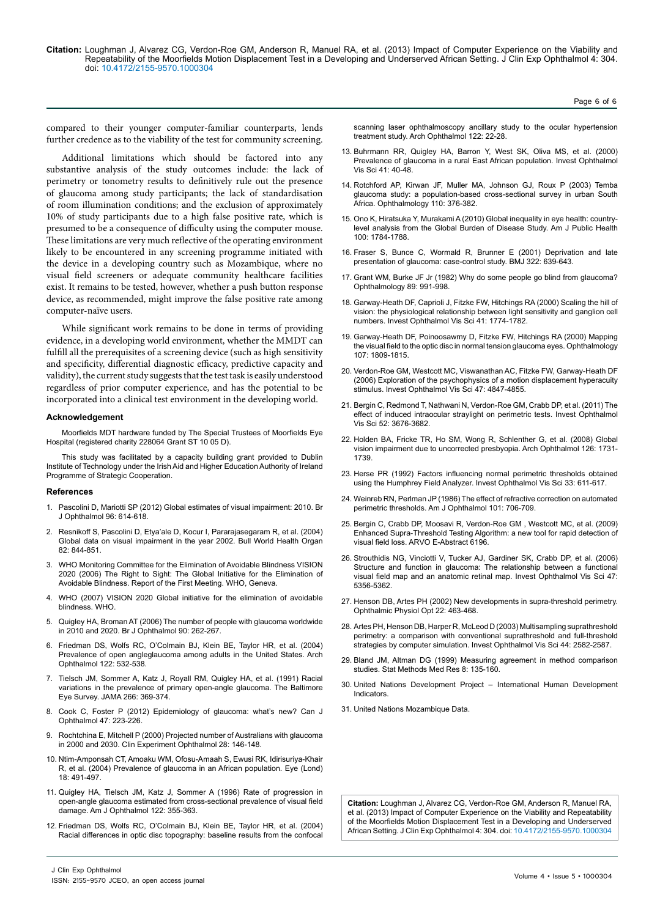compared to their younger computer-familiar counterparts, lends further credence as to the viability of the test for community screening.

Additional limitations which should be factored into any substantive analysis of the study outcomes include: the lack of perimetry or tonometry results to definitively rule out the presence of glaucoma among study participants; the lack of standardisation of room illumination conditions; and the exclusion of approximately 10% of study participants due to a high false positive rate, which is presumed to be a consequence of difficulty using the computer mouse. These limitations are very much reflective of the operating environment likely to be encountered in any screening programme initiated with the device in a developing country such as Mozambique, where no visual field screeners or adequate community healthcare facilities exist. It remains to be tested, however, whether a push button response device, as recommended, might improve the false positive rate among computer-naïve users.

While significant work remains to be done in terms of providing evidence, in a developing world environment, whether the MMDT can fulfill all the prerequisites of a screening device (such as high sensitivity and specificity, differential diagnostic efficacy, predictive capacity and validity), the current study suggests that the test task is easily understood regardless of prior computer experience, and has the potential to be incorporated into a clinical test environment in the developing world.

### Acknowledgement

Moorfields MDT hardware funded by The Special Trustees of Moorfields Eye Hospital (registered charity 228064 Grant ST 10 05 D).

This study was facilitated by a capacity building grant provided to Dublin Institute of Technology under the Irish Aid and Higher Education Authority of Ireland Programme of Strategic Cooperation.

### References

1. Pascolini D, Mariotti SP (2012) Global estimates of visual impairment: 2010. Br J Ophthalmol 96: 614-618.
2. Resnikoff S, Pascolini D, Etya'ale D, Kocur I, Pararajasegaram R, et al. (2004) Global data on visual impairment in the year 2002. Bull World Health Organ 82: 844-851.
3. WHO Monitoring Committee for the Elimination of Avoidable Blindness VISION 2020 (2006) The Right to Sight: The Global Initiative for the Elimination of Avoidable Blindness. Report of the First Meeting. WHO, Geneva.
4. WHO (2007) VISION 2020 Global initiative for the elimination of avoidable blindness. WHO.
5. Quigley HA, Broman AT (2006) The number of people with glaucoma worldwide in 2010 and 2020. Br J Ophthalmol 90: 262-267.
6. Friedman DS, Wolfs RC, O'Colmain BJ, Klein BE, Taylor HR, et al. (2004) Prevalence of open angleglaucoma among adults in the United States. Arch Ophthalmol 122: 532-538.
7. Tielsch JM, Sommer A, Katz J, Royall RM, Quigley HA, et al. (1991) Racial variations in the prevalence of primary open-angle glaucoma. The Baltimore Eye Survey. JAMA 266: 369-374.
8. Cook C, Foster P (2012) Epidemiology of glaucoma: what's new? Can J Ophthalmol 47: 223-226.
9. Rochtchina E, Mitchell P (2000) Projected number of Australians with glaucoma in 2000 and 2030. Clin Experiment Ophthalmol 28: 146-148.
10. Ntim-Amponsah CT, Amoaku WM, Ofosu-Amaah S, Ewusi RK, Idirisuriya-Khair R, et al. (2004) Prevalence of glaucoma in an African population. Eye (Lond) 18: 491-497.
11. Quigley HA, Tielsch JM, Katz J, Sommer A (1996) Rate of progression in open-angle glaucoma estimated from cross-sectional prevalence of visual field damage. Am J Ophthalmol 122: 355-363.
12. Friedman DS, Wolfs RC, O'Colmain BJ, Klein BE, Taylor HR, et al. (2004) Racial differences in optic disc topography: baseline results from the confocal scanning laser ophthalmoscopy ancillary study to the ocular hypertension treatment study. Arch Ophthalmol 122: 22-28.
13. Buhrmann RR, Quigley HA, Barron Y, West SK, Oliva MS, et al. (2000) Prevalence of glaucoma in a rural East African population. Invest Ophthalmol Vis Sci 41: 40-48.
14. Rotchford AP, Kirwan JF, Muller MA, Johnson GJ, Roux P (2003) Temba glaucoma study: a population-based cross-sectional survey in urban South Africa. Ophthalmology 110: 376-382.
15. Ono K, Hiratsuka Y, Murakami A (2010) Global inequality in eye health: country-level analysis from the Global Burden of Disease Study. Am J Public Health 100: 1784-1788.
16. Fraser S, Bunce C, Wormald R, Brunner E (2001) Deprivation and late presentation of glaucoma: case-control study. BMJ 322: 639-643.
17. Grant WM, Burke JF Jr (1982) Why do some people go blind from glaucoma? Ophthalmology 89: 991-998.
18. Garway-Heath DF, Caprioli J, Fitzke FW, Hitchings RA (2000) Scaling the hill of vision: the physiological relationship between light sensitivity and ganglion cell numbers. Invest Ophthalmol Vis Sci 41: 1774-1782.
19. Garway-Heath DF, Poinoosawmy D, Fitzke FW, Hitchings RA (2000) Mapping the visual field to the optic disc in normal tension glaucoma eyes. Ophthalmology 107: 1809-1815.
20. Verdon-Roe GM, Westcott MC, Viswanathan AC, Fitzke FW, Garway-Heath DF (2006) Exploration of the psychophysics of a motion displacement hyperacuity stimulus. Invest Ophthalmol Vis Sci 47: 4847-4855.
21. Bergin C, Redmond T, Nathwani N, Verdon-Roe GM, Crabb DP, et al. (2011) The effect of induced intraocular straylight on perimetric tests. Invest Ophthalmol Vis Sci 52: 3676-3682.
22. Holden BA, Fricke TR, Ho SM, Wong R, Schlenther G, et al. (2008) Global vision impairment due to uncorrected presbyopia. Arch Ophthalmol 126: 1731-1739.
23. Herse PR (1992) Factors influencing normal perimetric thresholds obtained using the Humphrey Field Analyzer. Invest Ophthalmol Vis Sci 33: 611-617.
24. Weinreb RN, Perlman JP (1986) The effect of refractive correction on automated perimetric thresholds. Am J Ophthalmol 101: 706-709.
25. Bergin C, Crabb DP, Moosavi R, Verdon-Roe GM , Westcott MC, et al. (2009) Enhanced Supra-Threshold Testing Algorithm: a new tool for rapid detection of visual field loss. ARVO E-Abstract 6196.
26. Strouthidis NG, Vinciotti V, Tucker AJ, Gardiner SK, Crabb DP, et al. (2006) Structure and function in glaucoma: The relationship between a functional visual field map and an anatomic retinal map. Invest Ophthalmol Vis Sci 47: 5356-5362.
27. Henson DB, Artes PH (2002) New developments in supra-threshold perimetry. Ophthalmic Physiol Opt 22: 463-468.
28. Artes PH, Henson DB, Harper R, McLeod D (2003) Multisampling suprathreshold perimetry: a comparison with conventional suprathreshold and full-threshold strategies by computer simulation. Invest Ophthalmol Vis Sci 44: 2582-2587.
29. Bland JM, Altman DG (1999) Measuring agreement in method comparison studies. Stat Methods Med Res 8: 135-160.
30. United Nations Development Project – International Human Development Indicators.
31. United Nations Mozambique Data.

**Citation:** Loughman J, Alvarez CG, Verdon-Roe GM, Anderson R, Manuel RA, et al. (2013) Impact of Computer Experience on the Viability and Repeatability of the Moorfields Motion Displacement Test in a Developing and Underserved African Setting. J Clin Exp Ophthalmol 4: 304. doi: 10.4172/2155-9570.1000304